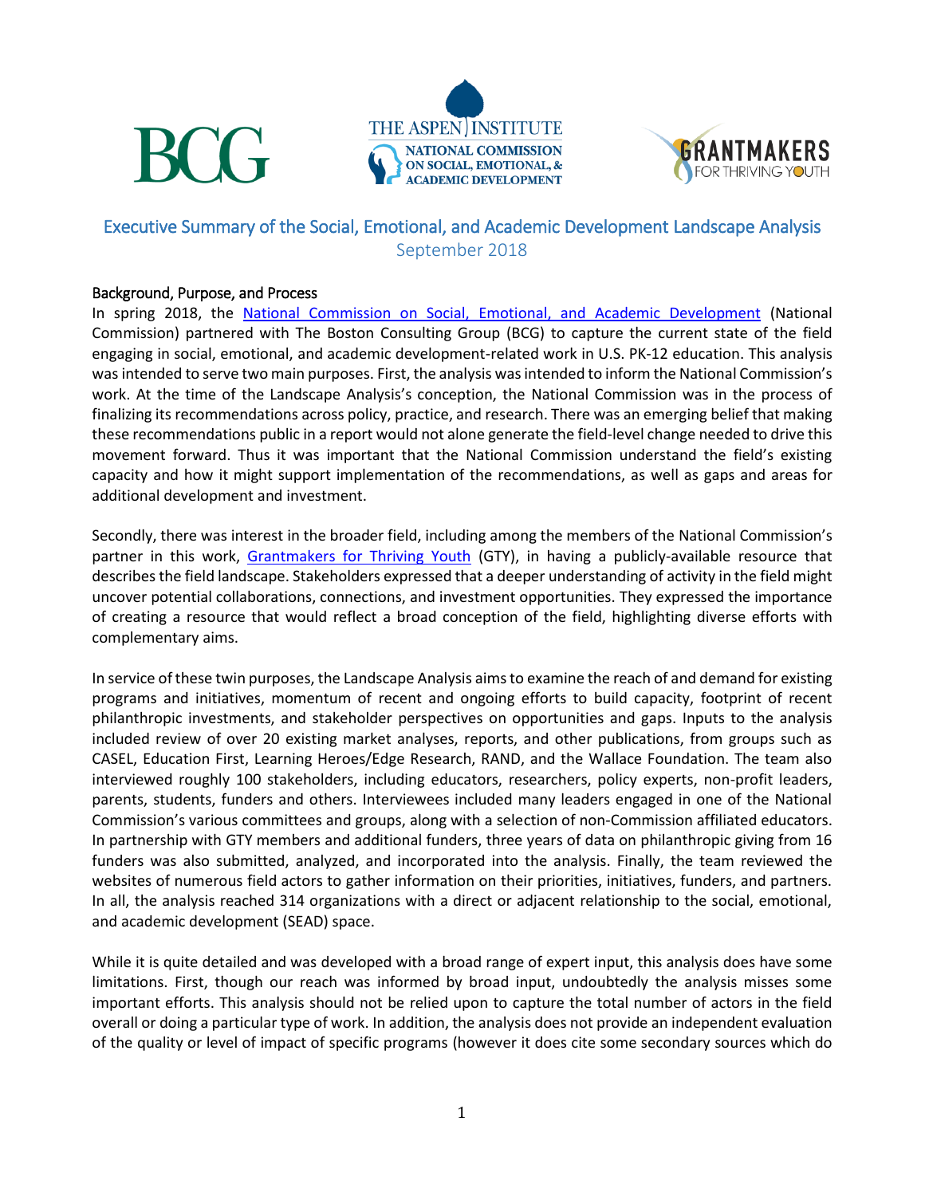# Executive Summary of the Social, Emotional, and Academic Development Landscape Analysis

September 2018

## Background, Purpose, and Process

In spring 2018, the National Commission on Social, Emotional, and Academic Development (National Commission) partnered with The Boston Consulting Group (BCG) to capture the current state of the field engaging in social, emotional, and academic development-related work in U.S. PK-12 education. This analysis was intended to serve two main purposes. First, the analysis was intended to inform the National Commission's work. At the time of the Landscape Analysis's conception, the National Commission was in the process of finalizing its recommendations across policy, practice, and research. There was an emerging belief that making these recommendations public in a report would not alone generate the field-level change needed to drive this movement forward. Thus it was important that the National Commission understand the field's existing capacity and how it might support implementation of the recommendations, as well as gaps and areas for additional development and investment.

Secondly, there was interest in the broader field, including among the members of the National Commission's partner in this work, Grantmakers for Thriving Youth (GTY), in having a publicly-available resource that describes the field landscape. Stakeholders expressed that a deeper understanding of activity in the field might uncover potential collaborations, connections, and investment opportunities. They expressed the importance of creating a resource that would reflect a broad conception of the field, highlighting diverse efforts with complementary aims.

In service of these twin purposes, the Landscape Analysis aims to examine the reach of and demand for existing programs and initiatives, momentum of recent and ongoing efforts to build capacity, footprint of recent philanthropic investments, and stakeholder perspectives on opportunities and gaps. Inputs to the analysis included review of over 20 existing market analyses, reports, and other publications, from groups such as CASEL, Education First, Learning Heroes/Edge Research, RAND, and the Wallace Foundation. The team also interviewed roughly 100 stakeholders, including educators, researchers, policy experts, non-profit leaders, parents, students, funders and others. Interviewees included many leaders engaged in one of the National Commission's various committees and groups, along with a selection of non-Commission affiliated educators. In partnership with GTY members and additional funders, three years of data on philanthropic giving from 16 funders was also submitted, analyzed, and incorporated into the analysis. Finally, the team reviewed the websites of numerous field actors to gather information on their priorities, initiatives, funders, and partners. In all, the analysis reached 314 organizations with a direct or adjacent relationship to the social, emotional, and academic development (SEAD) space.

While it is quite detailed and was developed with a broad range of expert input, this analysis does have some limitations. First, though our reach was informed by broad input, undoubtedly the analysis misses some important efforts. This analysis should not be relied upon to capture the total number of actors in the field overall or doing a particular type of work. In addition, the analysis does not provide an independent evaluation of the quality or level of impact of specific programs (however it does cite some secondary sources which do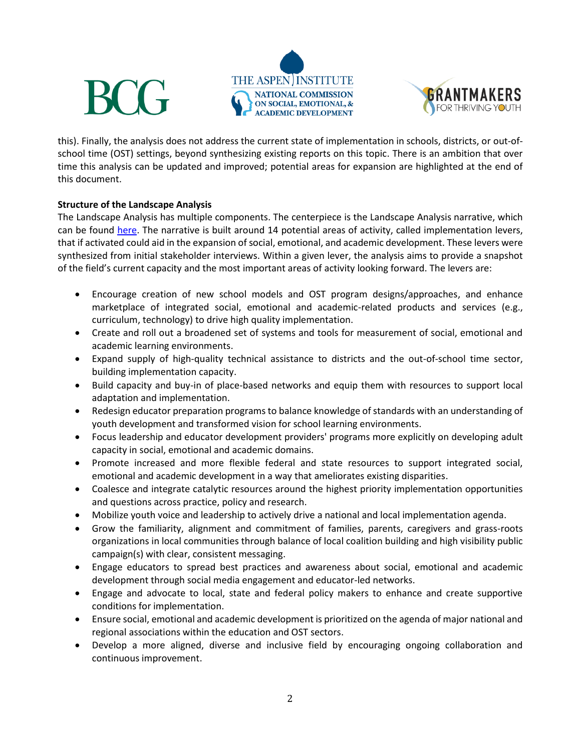this). Finally, the analysis does not address the current state of implementation in schools, districts, or out-of-school time (OST) settings, beyond synthesizing existing reports on this topic. There is an ambition that over time this analysis can be updated and improved; potential areas for expansion are highlighted at the end of this document.

**Structure of the Landscape Analysis**

The Landscape Analysis has multiple components. The centerpiece is the Landscape Analysis narrative, which can be found here. The narrative is built around 14 potential areas of activity, called implementation levers, that if activated could aid in the expansion of social, emotional, and academic development. These levers were synthesized from initial stakeholder interviews. Within a given lever, the analysis aims to provide a snapshot of the field's current capacity and the most important areas of activity looking forward. The levers are:

- Encourage creation of new school models and OST program designs/approaches, and enhance marketplace of integrated social, emotional and academic-related products and services (e.g., curriculum, technology) to drive high quality implementation.
- Create and roll out a broadened set of systems and tools for measurement of social, emotional and academic learning environments.
- Expand supply of high-quality technical assistance to districts and the out-of-school time sector, building implementation capacity.
- Build capacity and buy-in of place-based networks and equip them with resources to support local adaptation and implementation.
- Redesign educator preparation programs to balance knowledge of standards with an understanding of youth development and transformed vision for school learning environments.
- Focus leadership and educator development providers' programs more explicitly on developing adult capacity in social, emotional and academic domains.
- Promote increased and more flexible federal and state resources to support integrated social, emotional and academic development in a way that ameliorates existing disparities.
- Coalesce and integrate catalytic resources around the highest priority implementation opportunities and questions across practice, policy and research.
- Mobilize youth voice and leadership to actively drive a national and local implementation agenda.
- Grow the familiarity, alignment and commitment of families, parents, caregivers and grass-roots organizations in local communities through balance of local coalition building and high visibility public campaign(s) with clear, consistent messaging.
- Engage educators to spread best practices and awareness about social, emotional and academic development through social media engagement and educator-led networks.
- Engage and advocate to local, state and federal policy makers to enhance and create supportive conditions for implementation.
- Ensure social, emotional and academic development is prioritized on the agenda of major national and regional associations within the education and OST sectors.
- Develop a more aligned, diverse and inclusive field by encouraging ongoing collaboration and continuous improvement.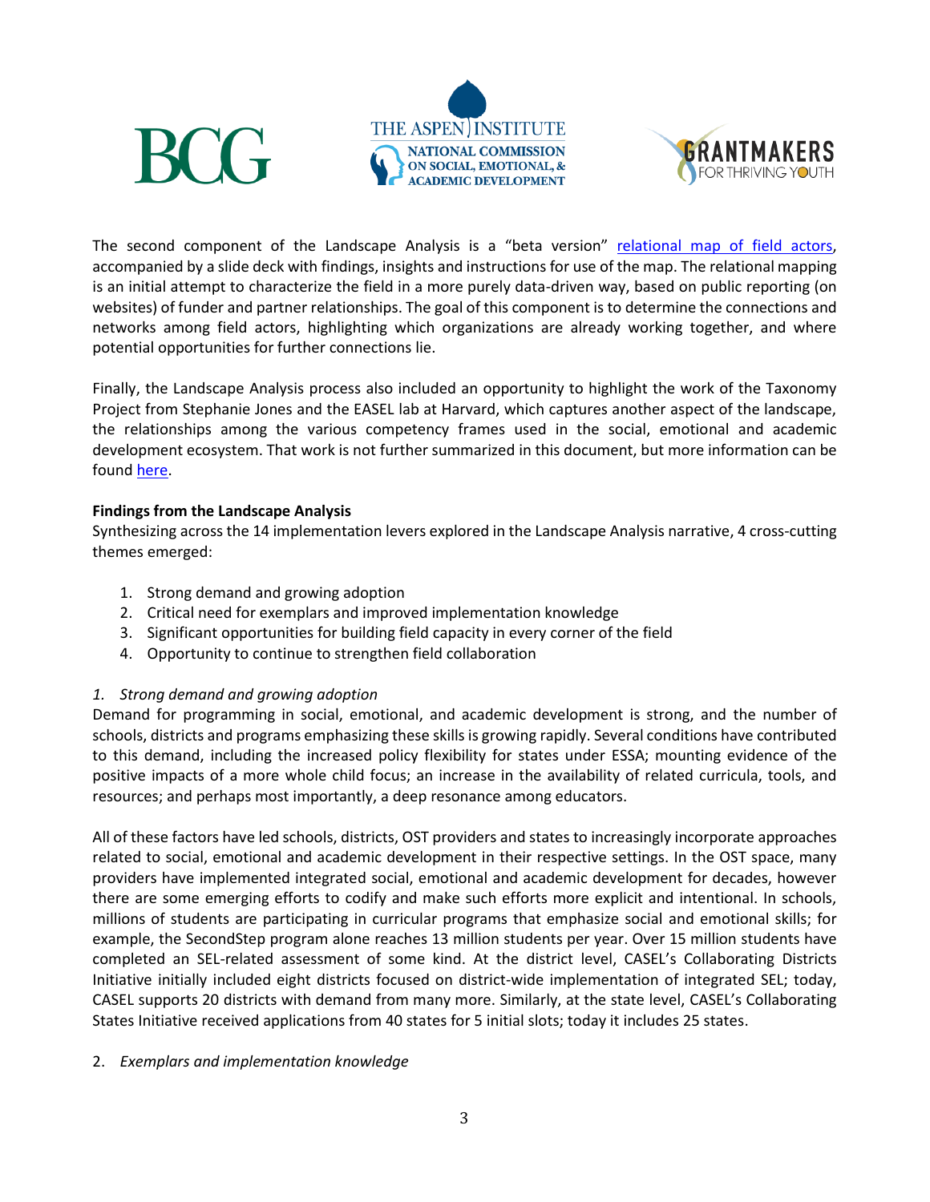The second component of the Landscape Analysis is a "beta version" relational map of field actors, accompanied by a slide deck with findings, insights and instructions for use of the map. The relational mapping is an initial attempt to characterize the field in a more purely data-driven way, based on public reporting (on websites) of funder and partner relationships. The goal of this component is to determine the connections and networks among field actors, highlighting which organizations are already working together, and where potential opportunities for further connections lie.

Finally, the Landscape Analysis process also included an opportunity to highlight the work of the Taxonomy Project from Stephanie Jones and the EASEL lab at Harvard, which captures another aspect of the landscape, the relationships among the various competency frames used in the social, emotional and academic development ecosystem. That work is not further summarized in this document, but more information can be found here.

**Findings from the Landscape Analysis**

Synthesizing across the 14 implementation levers explored in the Landscape Analysis narrative, 4 cross-cutting themes emerged:

1. Strong demand and growing adoption
2. Critical need for exemplars and improved implementation knowledge
3. Significant opportunities for building field capacity in every corner of the field
4. Opportunity to continue to strengthen field collaboration

*1. Strong demand and growing adoption*

Demand for programming in social, emotional, and academic development is strong, and the number of schools, districts and programs emphasizing these skills is growing rapidly. Several conditions have contributed to this demand, including the increased policy flexibility for states under ESSA; mounting evidence of the positive impacts of a more whole child focus; an increase in the availability of related curricula, tools, and resources; and perhaps most importantly, a deep resonance among educators.

All of these factors have led schools, districts, OST providers and states to increasingly incorporate approaches related to social, emotional and academic development in their respective settings. In the OST space, many providers have implemented integrated social, emotional and academic development for decades, however there are some emerging efforts to codify and make such efforts more explicit and intentional. In schools, millions of students are participating in curricular programs that emphasize social and emotional skills; for example, the SecondStep program alone reaches 13 million students per year. Over 15 million students have completed an SEL-related assessment of some kind. At the district level, CASEL's Collaborating Districts Initiative initially included eight districts focused on district-wide implementation of integrated SEL; today, CASEL supports 20 districts with demand from many more. Similarly, at the state level, CASEL's Collaborating States Initiative received applications from 40 states for 5 initial slots; today it includes 25 states.

2. *Exemplars and implementation knowledge*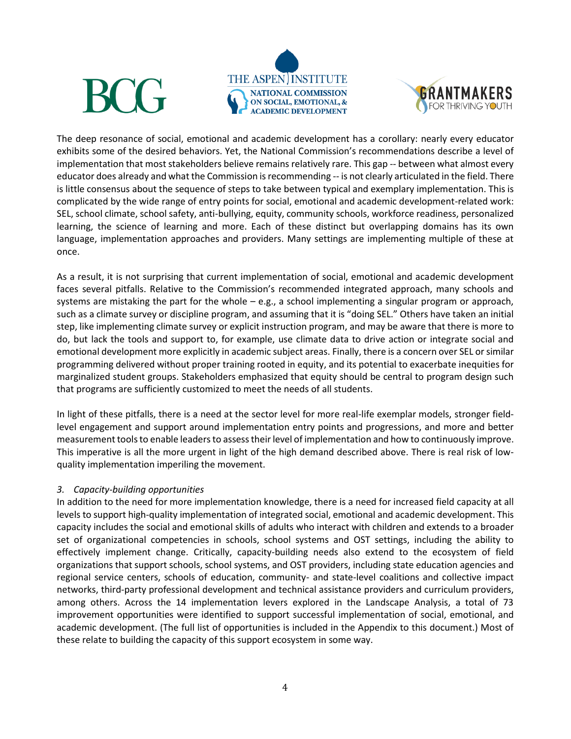The deep resonance of social, emotional and academic development has a corollary: nearly every educator exhibits some of the desired behaviors. Yet, the National Commission's recommendations describe a level of implementation that most stakeholders believe remains relatively rare. This gap -- between what almost every educator does already and what the Commission is recommending -- is not clearly articulated in the field. There is little consensus about the sequence of steps to take between typical and exemplary implementation. This is complicated by the wide range of entry points for social, emotional and academic development-related work: SEL, school climate, school safety, anti-bullying, equity, community schools, workforce readiness, personalized learning, the science of learning and more. Each of these distinct but overlapping domains has its own language, implementation approaches and providers. Many settings are implementing multiple of these at once.

As a result, it is not surprising that current implementation of social, emotional and academic development faces several pitfalls. Relative to the Commission's recommended integrated approach, many schools and systems are mistaking the part for the whole – e.g., a school implementing a singular program or approach, such as a climate survey or discipline program, and assuming that it is "doing SEL." Others have taken an initial step, like implementing climate survey or explicit instruction program, and may be aware that there is more to do, but lack the tools and support to, for example, use climate data to drive action or integrate social and emotional development more explicitly in academic subject areas. Finally, there is a concern over SEL or similar programming delivered without proper training rooted in equity, and its potential to exacerbate inequities for marginalized student groups. Stakeholders emphasized that equity should be central to program design such that programs are sufficiently customized to meet the needs of all students.

In light of these pitfalls, there is a need at the sector level for more real-life exemplar models, stronger field-level engagement and support around implementation entry points and progressions, and more and better measurement tools to enable leaders to assess their level of implementation and how to continuously improve. This imperative is all the more urgent in light of the high demand described above. There is real risk of low-quality implementation imperiling the movement.

*3. Capacity-building opportunities*

In addition to the need for more implementation knowledge, there is a need for increased field capacity at all levels to support high-quality implementation of integrated social, emotional and academic development. This capacity includes the social and emotional skills of adults who interact with children and extends to a broader set of organizational competencies in schools, school systems and OST settings, including the ability to effectively implement change. Critically, capacity-building needs also extend to the ecosystem of field organizations that support schools, school systems, and OST providers, including state education agencies and regional service centers, schools of education, community- and state-level coalitions and collective impact networks, third-party professional development and technical assistance providers and curriculum providers, among others. Across the 14 implementation levers explored in the Landscape Analysis, a total of 73 improvement opportunities were identified to support successful implementation of social, emotional, and academic development. (The full list of opportunities is included in the Appendix to this document.) Most of these relate to building the capacity of this support ecosystem in some way.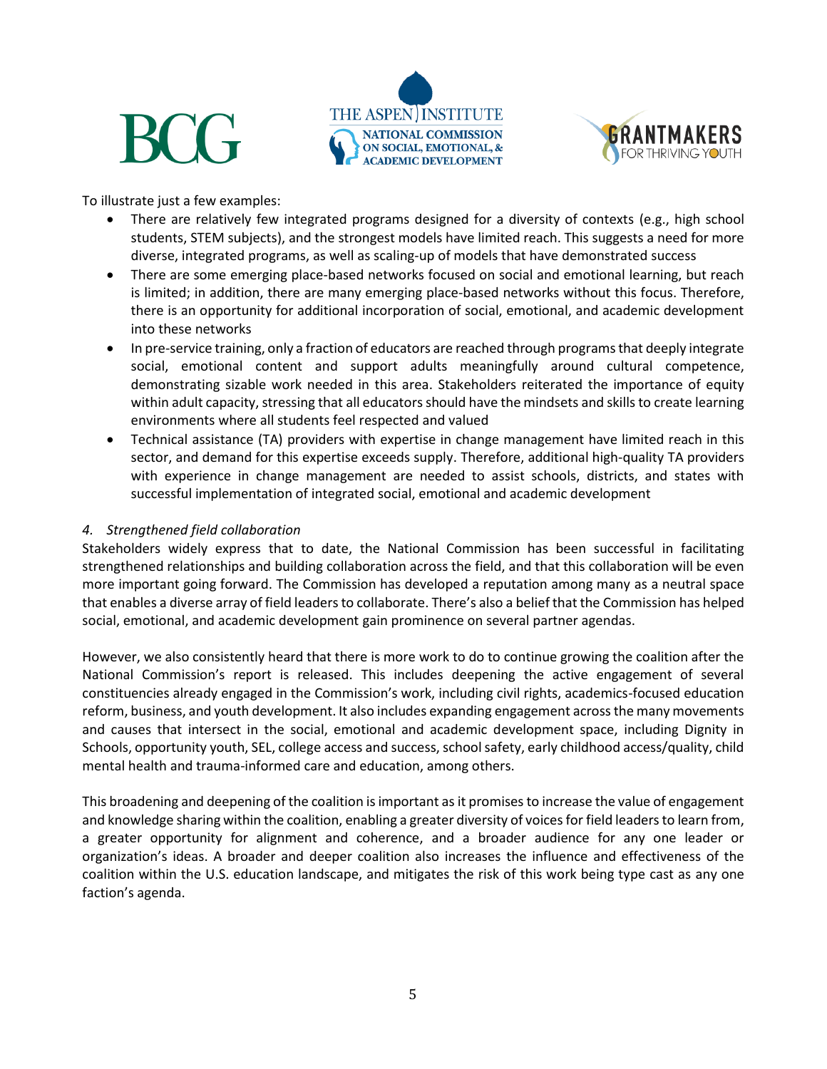To illustrate just a few examples:

- There are relatively few integrated programs designed for a diversity of contexts (e.g., high school students, STEM subjects), and the strongest models have limited reach. This suggests a need for more diverse, integrated programs, as well as scaling-up of models that have demonstrated success
- There are some emerging place-based networks focused on social and emotional learning, but reach is limited; in addition, there are many emerging place-based networks without this focus. Therefore, there is an opportunity for additional incorporation of social, emotional, and academic development into these networks
- In pre-service training, only a fraction of educators are reached through programs that deeply integrate social, emotional content and support adults meaningfully around cultural competence, demonstrating sizable work needed in this area. Stakeholders reiterated the importance of equity within adult capacity, stressing that all educators should have the mindsets and skills to create learning environments where all students feel respected and valued
- Technical assistance (TA) providers with expertise in change management have limited reach in this sector, and demand for this expertise exceeds supply. Therefore, additional high-quality TA providers with experience in change management are needed to assist schools, districts, and states with successful implementation of integrated social, emotional and academic development

*4. Strengthened field collaboration*

Stakeholders widely express that to date, the National Commission has been successful in facilitating strengthened relationships and building collaboration across the field, and that this collaboration will be even more important going forward. The Commission has developed a reputation among many as a neutral space that enables a diverse array of field leaders to collaborate. There's also a belief that the Commission has helped social, emotional, and academic development gain prominence on several partner agendas.

However, we also consistently heard that there is more work to do to continue growing the coalition after the National Commission's report is released. This includes deepening the active engagement of several constituencies already engaged in the Commission's work, including civil rights, academics-focused education reform, business, and youth development. It also includes expanding engagement across the many movements and causes that intersect in the social, emotional and academic development space, including Dignity in Schools, opportunity youth, SEL, college access and success, school safety, early childhood access/quality, child mental health and trauma-informed care and education, among others.

This broadening and deepening of the coalition is important as it promises to increase the value of engagement and knowledge sharing within the coalition, enabling a greater diversity of voices for field leaders to learn from, a greater opportunity for alignment and coherence, and a broader audience for any one leader or organization's ideas. A broader and deeper coalition also increases the influence and effectiveness of the coalition within the U.S. education landscape, and mitigates the risk of this work being type cast as any one faction's agenda.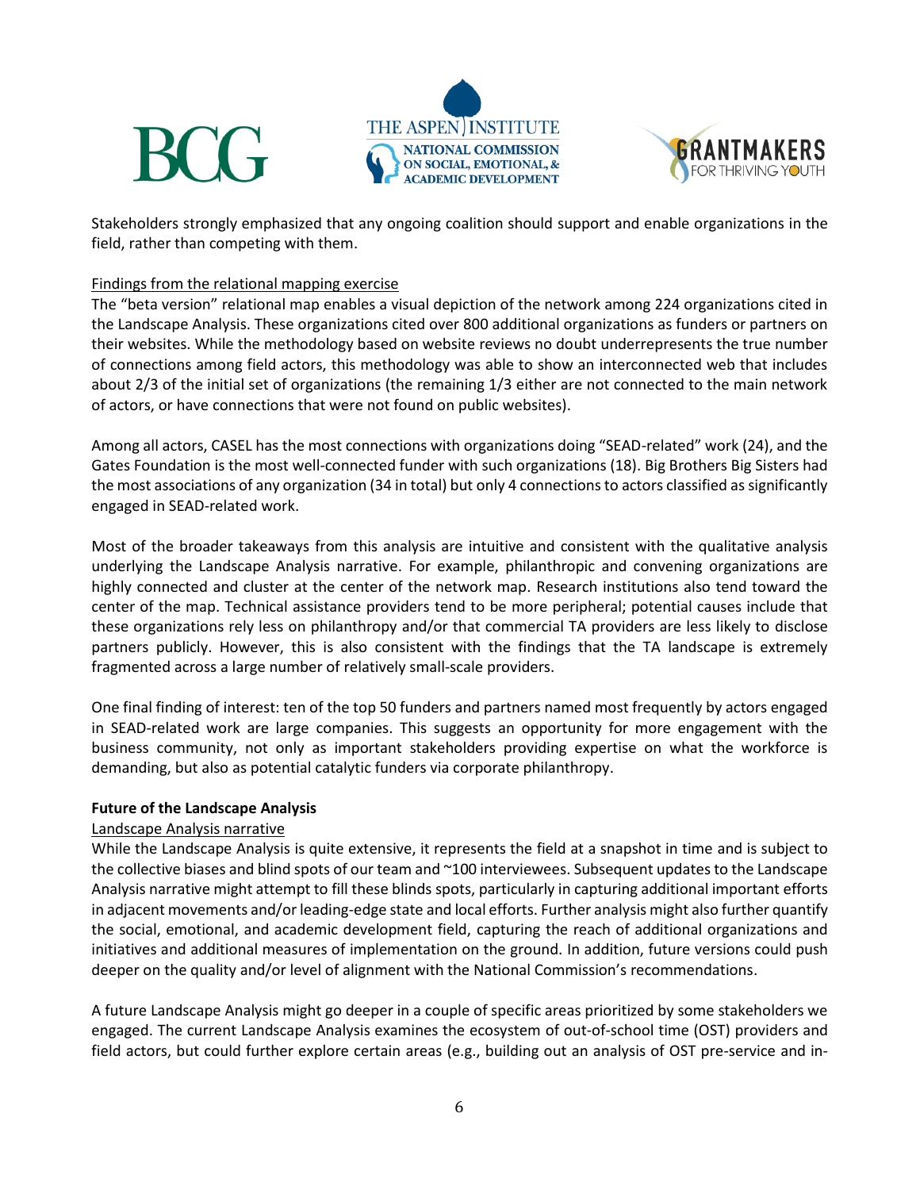Stakeholders strongly emphasized that any ongoing coalition should support and enable organizations in the field, rather than competing with them.

Findings from the relational mapping exercise

The "beta version" relational map enables a visual depiction of the network among 224 organizations cited in the Landscape Analysis. These organizations cited over 800 additional organizations as funders or partners on their websites. While the methodology based on website reviews no doubt underrepresents the true number of connections among field actors, this methodology was able to show an interconnected web that includes about 2/3 of the initial set of organizations (the remaining 1/3 either are not connected to the main network of actors, or have connections that were not found on public websites).

Among all actors, CASEL has the most connections with organizations doing "SEAD-related" work (24), and the Gates Foundation is the most well-connected funder with such organizations (18). Big Brothers Big Sisters had the most associations of any organization (34 in total) but only 4 connections to actors classified as significantly engaged in SEAD-related work.

Most of the broader takeaways from this analysis are intuitive and consistent with the qualitative analysis underlying the Landscape Analysis narrative. For example, philanthropic and convening organizations are highly connected and cluster at the center of the network map. Research institutions also tend toward the center of the map. Technical assistance providers tend to be more peripheral; potential causes include that these organizations rely less on philanthropy and/or that commercial TA providers are less likely to disclose partners publicly. However, this is also consistent with the findings that the TA landscape is extremely fragmented across a large number of relatively small-scale providers.

One final finding of interest: ten of the top 50 funders and partners named most frequently by actors engaged in SEAD-related work are large companies. This suggests an opportunity for more engagement with the business community, not only as important stakeholders providing expertise on what the workforce is demanding, but also as potential catalytic funders via corporate philanthropy.

**Future of the Landscape Analysis**

Landscape Analysis narrative

While the Landscape Analysis is quite extensive, it represents the field at a snapshot in time and is subject to the collective biases and blind spots of our team and ~100 interviewees. Subsequent updates to the Landscape Analysis narrative might attempt to fill these blinds spots, particularly in capturing additional important efforts in adjacent movements and/or leading-edge state and local efforts. Further analysis might also further quantify the social, emotional, and academic development field, capturing the reach of additional organizations and initiatives and additional measures of implementation on the ground. In addition, future versions could push deeper on the quality and/or level of alignment with the National Commission's recommendations.

A future Landscape Analysis might go deeper in a couple of specific areas prioritized by some stakeholders we engaged. The current Landscape Analysis examines the ecosystem of out-of-school time (OST) providers and field actors, but could further explore certain areas (e.g., building out an analysis of OST pre-service and in-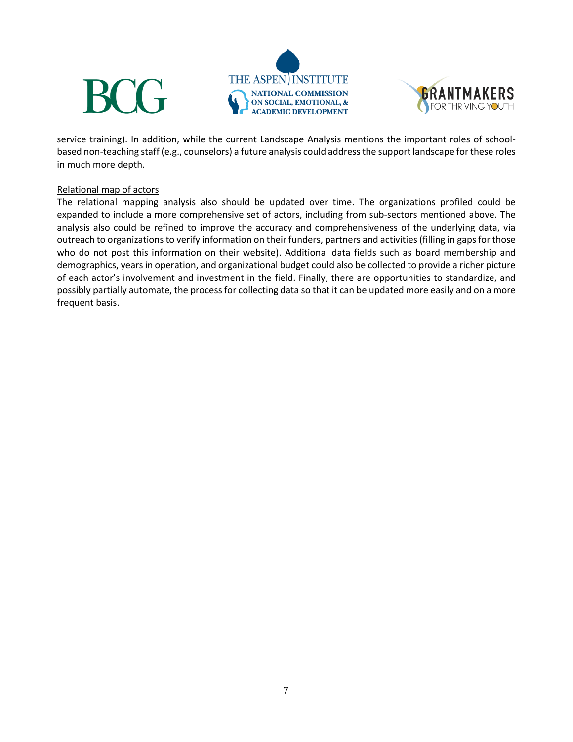service training). In addition, while the current Landscape Analysis mentions the important roles of school-based non-teaching staff (e.g., counselors) a future analysis could address the support landscape for these roles in much more depth.

Relational map of actors

The relational mapping analysis also should be updated over time. The organizations profiled could be expanded to include a more comprehensive set of actors, including from sub-sectors mentioned above. The analysis also could be refined to improve the accuracy and comprehensiveness of the underlying data, via outreach to organizations to verify information on their funders, partners and activities (filling in gaps for those who do not post this information on their website). Additional data fields such as board membership and demographics, years in operation, and organizational budget could also be collected to provide a richer picture of each actor's involvement and investment in the field. Finally, there are opportunities to standardize, and possibly partially automate, the process for collecting data so that it can be updated more easily and on a more frequent basis.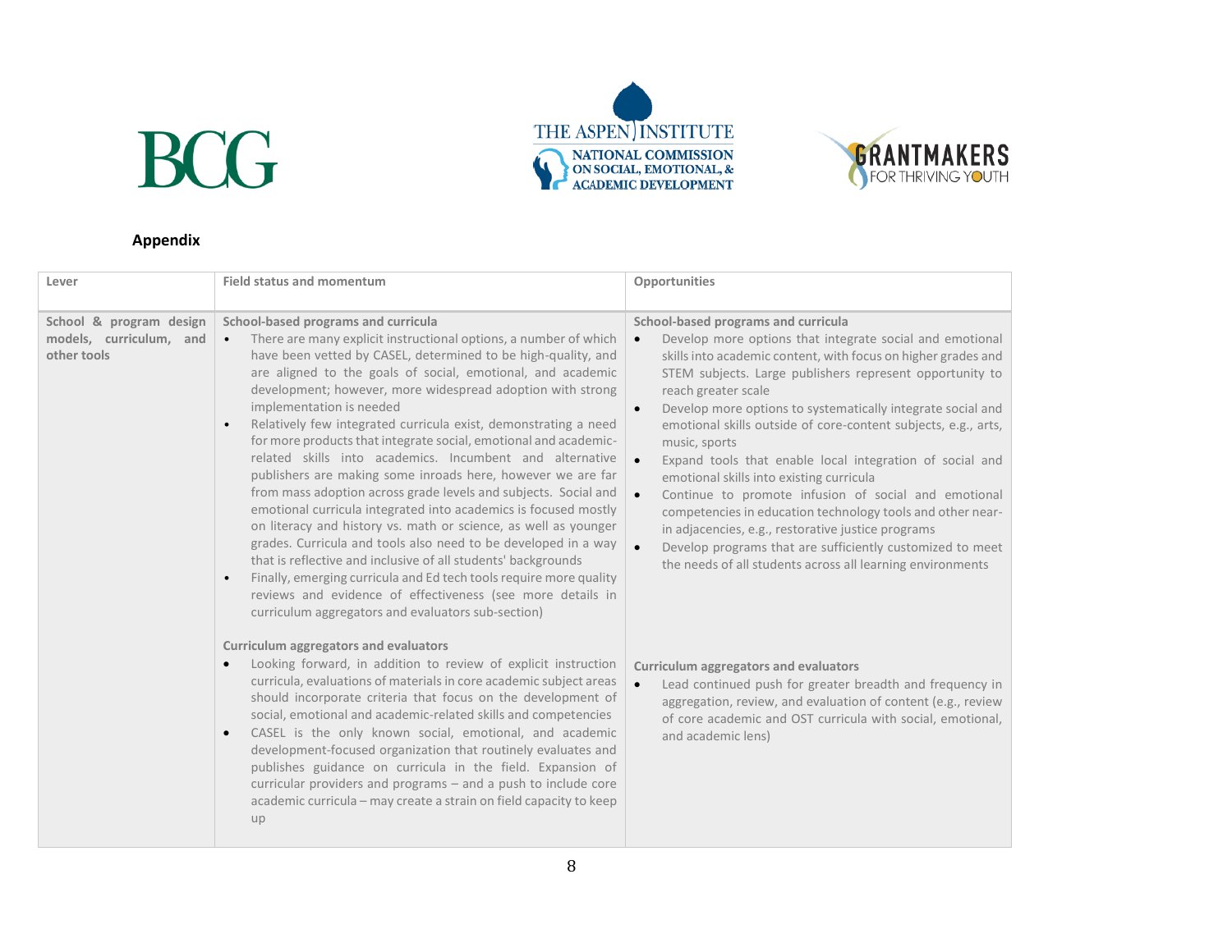**Appendix**

| Lever | Field status and momentum | Opportunities |
|---|---|---|
| School & program design models, curriculum, and other tools | **School-based programs and curricula**<br>• There are many explicit instructional options, a number of which have been vetted by CASEL, determined to be high-quality, and are aligned to the goals of social, emotional, and academic development; however, more widespread adoption with strong implementation is needed<br>• Relatively few integrated curricula exist, demonstrating a need for more products that integrate social, emotional and academic-related skills into academics. Incumbent and alternative publishers are making some inroads here, however we are far from mass adoption across grade levels and subjects. Social and emotional curricula integrated into academics is focused mostly on literacy and history vs. math or science, as well as younger grades. Curricula and tools also need to be developed in a way that is reflective and inclusive of all students' backgrounds<br>• Finally, emerging curricula and Ed tech tools require more quality reviews and evidence of effectiveness (see more details in curriculum aggregators and evaluators sub-section)<br><br>**Curriculum aggregators and evaluators**<br>• Looking forward, in addition to review of explicit instruction curricula, evaluations of materials in core academic subject areas should incorporate criteria that focus on the development of social, emotional and academic-related skills and competencies<br>• CASEL is the only known social, emotional, and academic development-focused organization that routinely evaluates and publishes guidance on curricula in the field. Expansion of curricular providers and programs – and a push to include core academic curricula – may create a strain on field capacity to keep up | **School-based programs and curricula**<br>• Develop more options that integrate social and emotional skills into academic content, with focus on higher grades and STEM subjects. Large publishers represent opportunity to reach greater scale<br>• Develop more options to systematically integrate social and emotional skills outside of core-content subjects, e.g., arts, music, sports<br>• Expand tools that enable local integration of social and emotional skills into existing curricula<br>• Continue to promote infusion of social and emotional competencies in education technology tools and other near-in adjacencies, e.g., restorative justice programs<br>• Develop programs that are sufficiently customized to meet the needs of all students across all learning environments<br><br>**Curriculum aggregators and evaluators**<br>• Lead continued push for greater breadth and frequency in aggregation, review, and evaluation of content (e.g., review of core academic and OST curricula with social, emotional, and academic lens) |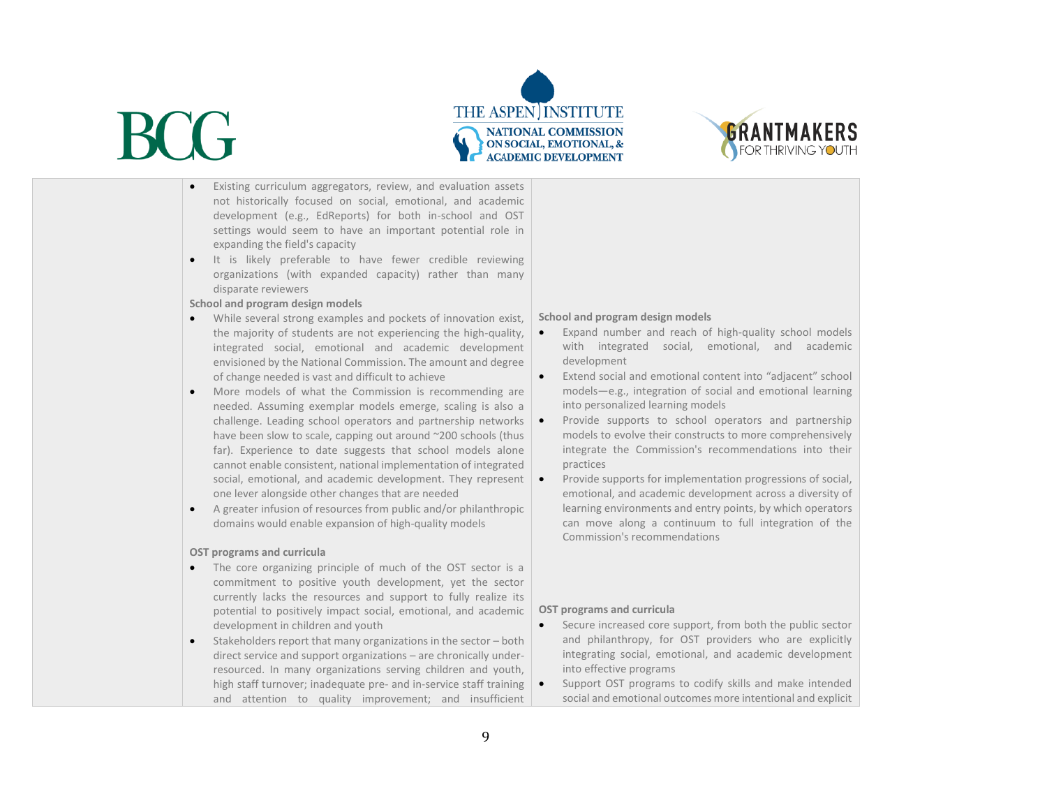| | | |
|---|---|---|
| | • Existing curriculum aggregators, review, and evaluation assets not historically focused on social, emotional, and academic development (e.g., EdReports) for both in-school and OST settings would seem to have an important potential role in expanding the field's capacity<br>• It is likely preferable to have fewer credible reviewing organizations (with expanded capacity) rather than many disparate reviewers | |
| | **School and program design models**<br>• While several strong examples and pockets of innovation exist, the majority of students are not experiencing the high-quality, integrated social, emotional and academic development envisioned by the National Commission. The amount and degree of change needed is vast and difficult to achieve<br>• More models of what the Commission is recommending are needed. Assuming exemplar models emerge, scaling is also a challenge. Leading school operators and partnership networks have been slow to scale, capping out around ~200 schools (thus far). Experience to date suggests that school models alone cannot enable consistent, national implementation of integrated social, emotional, and academic development. They represent one lever alongside other changes that are needed<br>• A greater infusion of resources from public and/or philanthropic domains would enable expansion of high-quality models | **School and program design models**<br>• Expand number and reach of high-quality school models with integrated social, emotional, and academic development<br>• Extend social and emotional content into "adjacent" school models—e.g., integration of social and emotional learning into personalized learning models<br>• Provide supports to school operators and partnership models to evolve their constructs to more comprehensively integrate the Commission's recommendations into their practices<br>• Provide supports for implementation progressions of social, emotional, and academic development across a diversity of learning environments and entry points, by which operators can move along a continuum to full integration of the Commission's recommendations |
| | **OST programs and curricula**<br>• The core organizing principle of much of the OST sector is a commitment to positive youth development, yet the sector currently lacks the resources and support to fully realize its potential to positively impact social, emotional, and academic development in children and youth<br>• Stakeholders report that many organizations in the sector – both direct service and support organizations – are chronically under-resourced. In many organizations serving children and youth, high staff turnover; inadequate pre- and in-service staff training and attention to quality improvement; and insufficient | **OST programs and curricula**<br>• Secure increased core support, from both the public sector and philanthropy, for OST providers who are explicitly integrating social, emotional, and academic development into effective programs<br>• Support OST programs to codify skills and make intended social and emotional outcomes more intentional and explicit |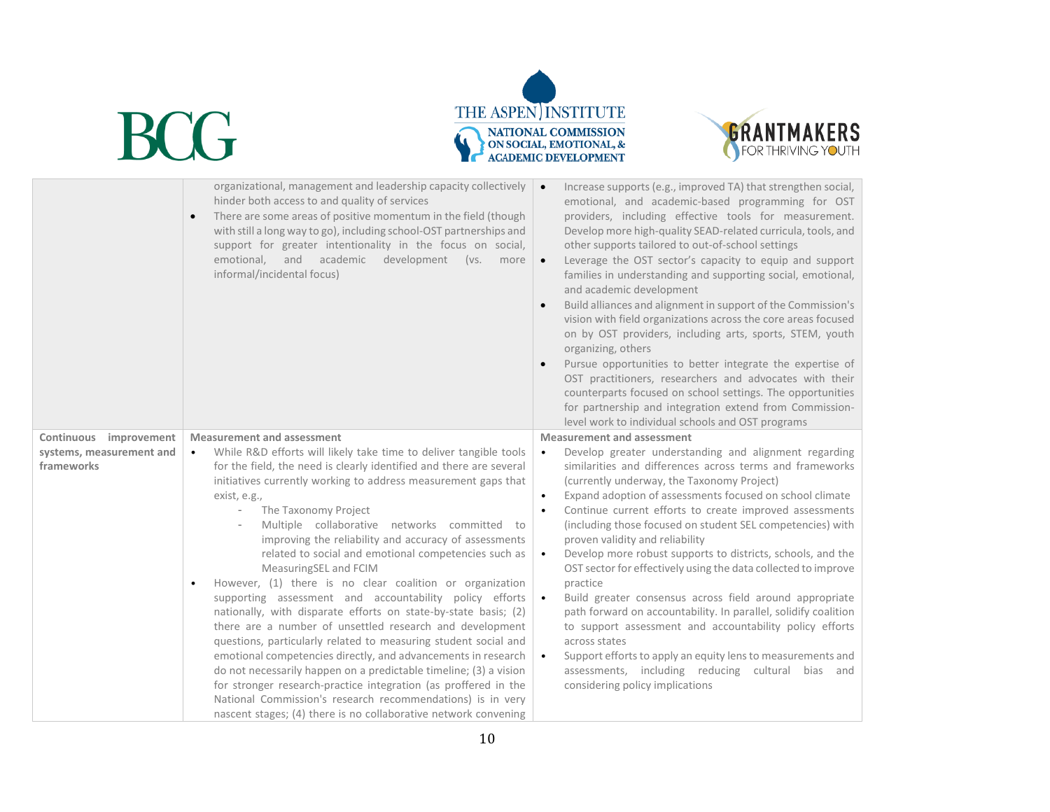| | | |
|---|---|---|
| | organizational, management and leadership capacity collectively hinder both access to and quality of services<br>• There are some areas of positive momentum in the field (though with still a long way to go), including school-OST partnerships and support for greater intentionality in the focus on social, emotional, and academic development (vs. more informal/incidental focus) | • Increase supports (e.g., improved TA) that strengthen social, emotional, and academic-based programming for OST providers, including effective tools for measurement. Develop more high-quality SEAD-related curricula, tools, and other supports tailored to out-of-school settings<br>• Leverage the OST sector's capacity to equip and support families in understanding and supporting social, emotional, and academic development<br>• Build alliances and alignment in support of the Commission's vision with field organizations across the core areas focused on by OST providers, including arts, sports, STEM, youth organizing, others<br>• Pursue opportunities to better integrate the expertise of OST practitioners, researchers and advocates with their counterparts focused on school settings. The opportunities for partnership and integration extend from Commission-level work to individual schools and OST programs |
| **Continuous improvement systems, measurement and frameworks** | **Measurement and assessment**<br>• While R&D efforts will likely take time to deliver tangible tools for the field, the need is clearly identified and there are several initiatives currently working to address measurement gaps that exist, e.g.,<br>&nbsp;&nbsp;&nbsp;&nbsp;- The Taxonomy Project<br>&nbsp;&nbsp;&nbsp;&nbsp;- Multiple collaborative networks committed to improving the reliability and accuracy of assessments related to social and emotional competencies such as MeasuringSEL and FCIM<br>• However, (1) there is no clear coalition or organization supporting assessment and accountability policy efforts nationally, with disparate efforts on state-by-state basis; (2) there are a number of unsettled research and development questions, particularly related to measuring student social and emotional competencies directly, and advancements in research do not necessarily happen on a predictable timeline; (3) a vision for stronger research-practice integration (as proffered in the National Commission's research recommendations) is in very nascent stages; (4) there is no collaborative network convening | **Measurement and assessment**<br>• Develop greater understanding and alignment regarding similarities and differences across terms and frameworks (currently underway, the Taxonomy Project)<br>• Expand adoption of assessments focused on school climate<br>• Continue current efforts to create improved assessments (including those focused on student SEL competencies) with proven validity and reliability<br>• Develop more robust supports to districts, schools, and the OST sector for effectively using the data collected to improve practice<br>• Build greater consensus across field around appropriate path forward on accountability. In parallel, solidify coalition to support assessment and accountability policy efforts across states<br>• Support efforts to apply an equity lens to measurements and assessments, including reducing cultural bias and considering policy implications |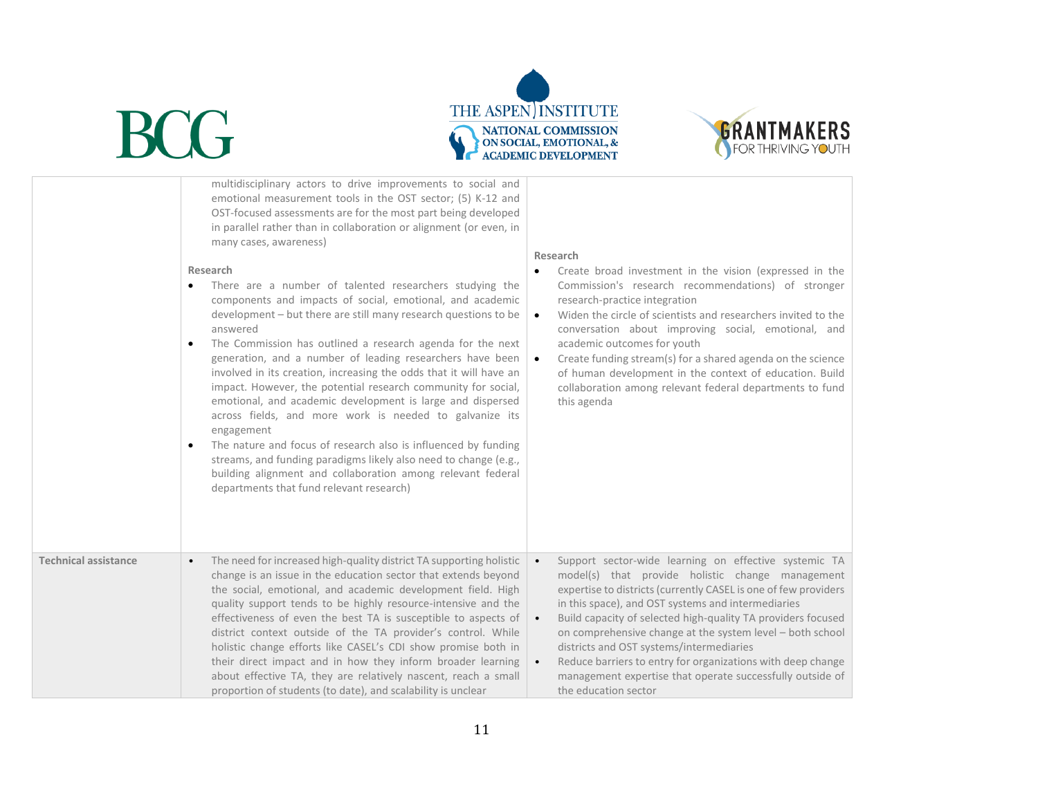| | | |
|---|---|---|
| | multidisciplinary actors to drive improvements to social and emotional measurement tools in the OST sector; (5) K-12 and OST-focused assessments are for the most part being developed in parallel rather than in collaboration or alignment (or even, in many cases, awareness)<br><br>**Research**<br>• There are a number of talented researchers studying the components and impacts of social, emotional, and academic development – but there are still many research questions to be answered<br>• The Commission has outlined a research agenda for the next generation, and a number of leading researchers have been involved in its creation, increasing the odds that it will have an impact. However, the potential research community for social, emotional, and academic development is large and dispersed across fields, and more work is needed to galvanize its engagement<br>• The nature and focus of research also is influenced by funding streams, and funding paradigms likely also need to change (e.g., building alignment and collaboration among relevant federal departments that fund relevant research) | **Research**<br>• Create broad investment in the vision (expressed in the Commission's research recommendations) of stronger research-practice integration<br>• Widen the circle of scientists and researchers invited to the conversation about improving social, emotional, and academic outcomes for youth<br>• Create funding stream(s) for a shared agenda on the science of human development in the context of education. Build collaboration among relevant federal departments to fund this agenda |
| **Technical assistance** | • The need for increased high-quality district TA supporting holistic change is an issue in the education sector that extends beyond the social, emotional, and academic development field. High quality support tends to be highly resource-intensive and the effectiveness of even the best TA is susceptible to aspects of district context outside of the TA provider's control. While holistic change efforts like CASEL's CDI show promise both in their direct impact and in how they inform broader learning about effective TA, they are relatively nascent, reach a small proportion of students (to date), and scalability is unclear | • Support sector-wide learning on effective systemic TA model(s) that provide holistic change management expertise to districts (currently CASEL is one of few providers in this space), and OST systems and intermediaries<br>• Build capacity of selected high-quality TA providers focused on comprehensive change at the system level – both school districts and OST systems/intermediaries<br>• Reduce barriers to entry for organizations with deep change management expertise that operate successfully outside of the education sector |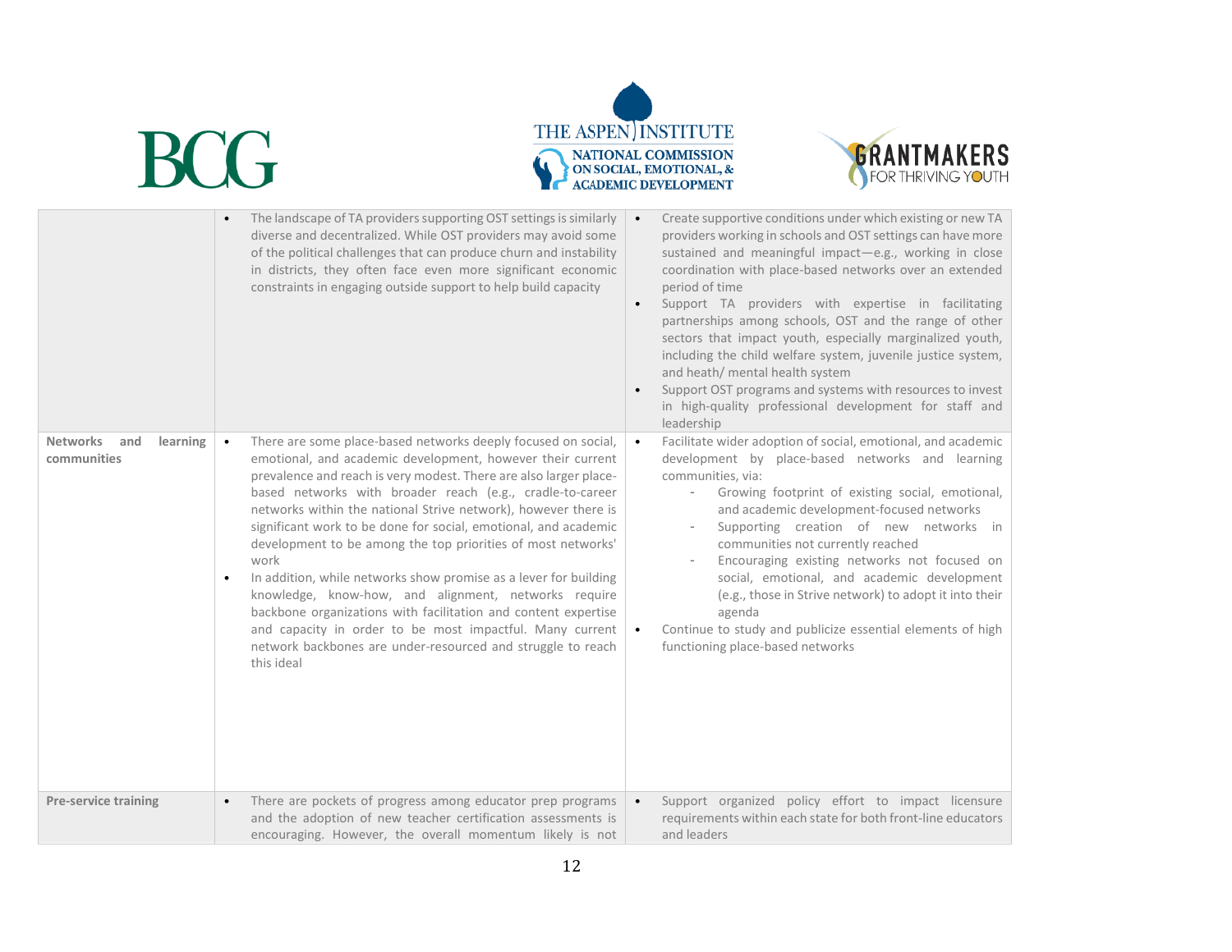| | | |
|---|---|---|
| | • The landscape of TA providers supporting OST settings is similarly diverse and decentralized. While OST providers may avoid some of the political challenges that can produce churn and instability in districts, they often face even more significant economic constraints in engaging outside support to help build capacity | • Create supportive conditions under which existing or new TA providers working in schools and OST settings can have more sustained and meaningful impact—e.g., working in close coordination with place-based networks over an extended period of time<br>• Support TA providers with expertise in facilitating partnerships among schools, OST and the range of other sectors that impact youth, especially marginalized youth, including the child welfare system, juvenile justice system, and heath/ mental health system<br>• Support OST programs and systems with resources to invest in high-quality professional development for staff and leadership |
| **Networks and learning communities** | • There are some place-based networks deeply focused on social, emotional, and academic development, however their current prevalence and reach is very modest. There are also larger place-based networks with broader reach (e.g., cradle-to-career networks within the national Strive network), however there is significant work to be done for social, emotional, and academic development to be among the top priorities of most networks' work<br>• In addition, while networks show promise as a lever for building knowledge, know-how, and alignment, networks require backbone organizations with facilitation and content expertise and capacity in order to be most impactful. Many current network backbones are under-resourced and struggle to reach this ideal | • Facilitate wider adoption of social, emotional, and academic development by place-based networks and learning communities, via:<br>&nbsp;&nbsp;- Growing footprint of existing social, emotional, and academic development-focused networks<br>&nbsp;&nbsp;- Supporting creation of new networks in communities not currently reached<br>&nbsp;&nbsp;- Encouraging existing networks not focused on social, emotional, and academic development (e.g., those in Strive network) to adopt it into their agenda<br>• Continue to study and publicize essential elements of high functioning place-based networks |
| **Pre-service training** | • There are pockets of progress among educator prep programs and the adoption of new teacher certification assessments is encouraging. However, the overall momentum likely is not | • Support organized policy effort to impact licensure requirements within each state for both front-line educators and leaders |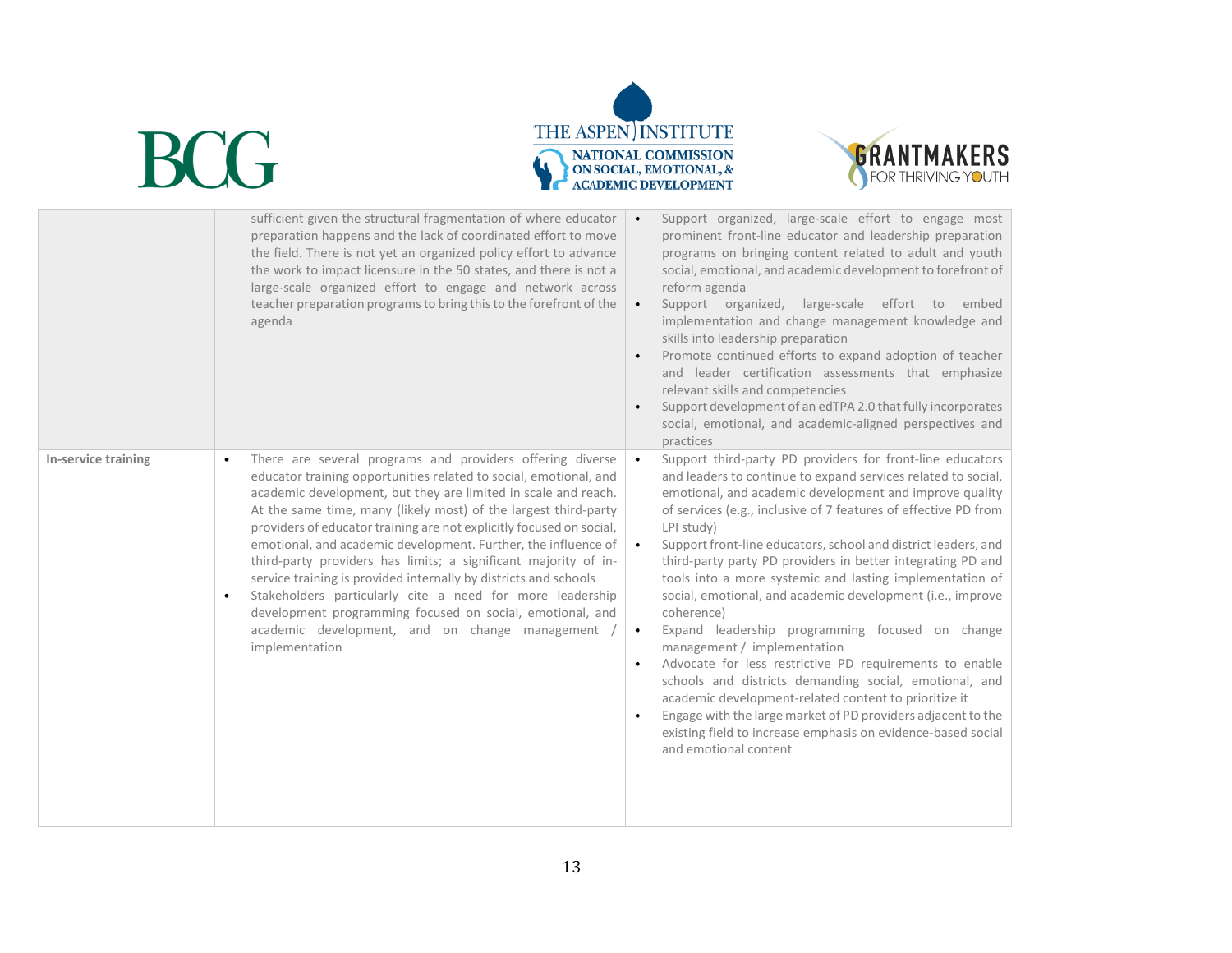| | | |
|---|---|---|
| | sufficient given the structural fragmentation of where educator preparation happens and the lack of coordinated effort to move the field. There is not yet an organized policy effort to advance the work to impact licensure in the 50 states, and there is not a large-scale organized effort to engage and network across teacher preparation programs to bring this to the forefront of the agenda | • Support organized, large-scale effort to engage most prominent front-line educator and leadership preparation programs on bringing content related to adult and youth social, emotional, and academic development to forefront of reform agenda<br>• Support organized, large-scale effort to embed implementation and change management knowledge and skills into leadership preparation<br>• Promote continued efforts to expand adoption of teacher and leader certification assessments that emphasize relevant skills and competencies<br>• Support development of an edTPA 2.0 that fully incorporates social, emotional, and academic-aligned perspectives and practices |
| **In-service training** | • There are several programs and providers offering diverse educator training opportunities related to social, emotional, and academic development, but they are limited in scale and reach. At the same time, many (likely most) of the largest third-party providers of educator training are not explicitly focused on social, emotional, and academic development. Further, the influence of third-party providers has limits; a significant majority of in-service training is provided internally by districts and schools<br>• Stakeholders particularly cite a need for more leadership development programming focused on social, emotional, and academic development, and on change management / implementation | • Support third-party PD providers for front-line educators and leaders to continue to expand services related to social, emotional, and academic development and improve quality of services (e.g., inclusive of 7 features of effective PD from LPI study)<br>• Support front-line educators, school and district leaders, and third-party party PD providers in better integrating PD and tools into a more systemic and lasting implementation of social, emotional, and academic development (i.e., improve coherence)<br>• Expand leadership programming focused on change management / implementation<br>• Advocate for less restrictive PD requirements to enable schools and districts demanding social, emotional, and academic development-related content to prioritize it<br>• Engage with the large market of PD providers adjacent to the existing field to increase emphasis on evidence-based social and emotional content |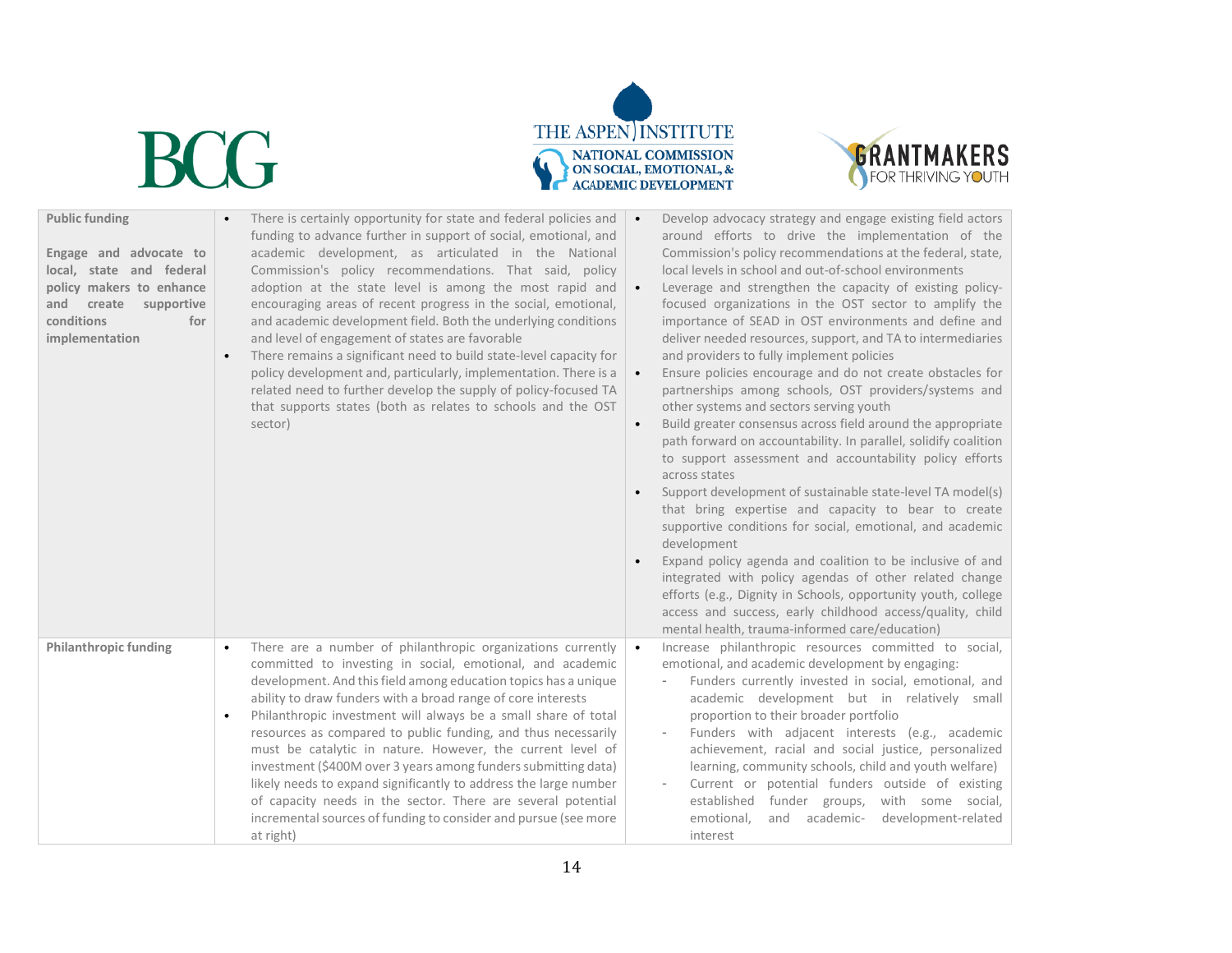| | | |
|---|---|---|
| **Public funding**<br><br>**Engage and advocate to local, state and federal policy makers to enhance and create supportive conditions for implementation** | • There is certainly opportunity for state and federal policies and funding to advance further in support of social, emotional, and academic development, as articulated in the National Commission's policy recommendations. That said, policy adoption at the state level is among the most rapid and encouraging areas of recent progress in the social, emotional, and academic development field. Both the underlying conditions and level of engagement of states are favorable<br>• There remains a significant need to build state-level capacity for policy development and, particularly, implementation. There is a related need to further develop the supply of policy-focused TA that supports states (both as relates to schools and the OST sector) | • Develop advocacy strategy and engage existing field actors around efforts to drive the implementation of the Commission's policy recommendations at the federal, state, local levels in school and out-of-school environments<br>• Leverage and strengthen the capacity of existing policy-focused organizations in the OST sector to amplify the importance of SEAD in OST environments and define and deliver needed resources, support, and TA to intermediaries and providers to fully implement policies<br>• Ensure policies encourage and do not create obstacles for partnerships among schools, OST providers/systems and other systems and sectors serving youth<br>• Build greater consensus across field around the appropriate path forward on accountability. In parallel, solidify coalition to support assessment and accountability policy efforts across states<br>• Support development of sustainable state-level TA model(s) that bring expertise and capacity to bear to create supportive conditions for social, emotional, and academic development<br>• Expand policy agenda and coalition to be inclusive of and integrated with policy agendas of other related change efforts (e.g., Dignity in Schools, opportunity youth, college access and success, early childhood access/quality, child mental health, trauma-informed care/education) |
| **Philanthropic funding** | • There are a number of philanthropic organizations currently committed to investing in social, emotional, and academic development. And this field among education topics has a unique ability to draw funders with a broad range of core interests<br>• Philanthropic investment will always be a small share of total resources as compared to public funding, and thus necessarily must be catalytic in nature. However, the current level of investment ($400M over 3 years among funders submitting data) likely needs to expand significantly to address the large number of capacity needs in the sector. There are several potential incremental sources of funding to consider and pursue (see more at right) | • Increase philanthropic resources committed to social, emotional, and academic development by engaging:<br>- Funders currently invested in social, emotional, and academic development but in relatively small proportion to their broader portfolio<br>- Funders with adjacent interests (e.g., academic achievement, racial and social justice, personalized learning, community schools, child and youth welfare)<br>- Current or potential funders outside of existing established funder groups, with some social, emotional, and academic- development-related interest |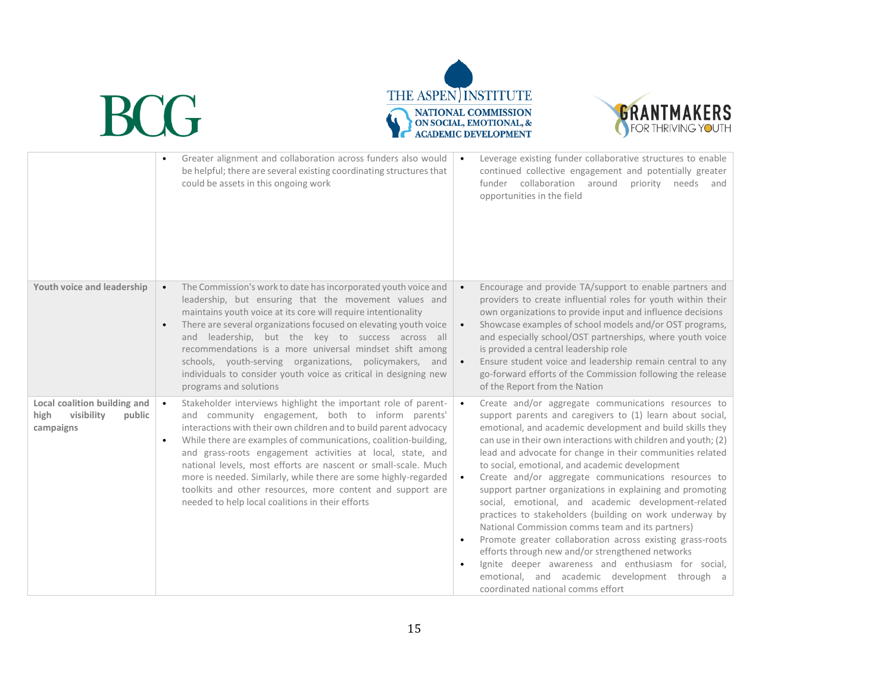| | | |
|---|---|---|
| | • Greater alignment and collaboration across funders also would be helpful; there are several existing coordinating structures that could be assets in this ongoing work | • Leverage existing funder collaborative structures to enable continued collective engagement and potentially greater funder collaboration around priority needs and opportunities in the field |
| **Youth voice and leadership** | • The Commission's work to date has incorporated youth voice and leadership, but ensuring that the movement values and maintains youth voice at its core will require intentionality<br>• There are several organizations focused on elevating youth voice and leadership, but the key to success across all recommendations is a more universal mindset shift among schools, youth-serving organizations, policymakers, and individuals to consider youth voice as critical in designing new programs and solutions | • Encourage and provide TA/support to enable partners and providers to create influential roles for youth within their own organizations to provide input and influence decisions<br>• Showcase examples of school models and/or OST programs, and especially school/OST partnerships, where youth voice is provided a central leadership role<br>• Ensure student voice and leadership remain central to any go-forward efforts of the Commission following the release of the Report from the Nation |
| **Local coalition building and high visibility public campaigns** | • Stakeholder interviews highlight the important role of parent- and community engagement, both to inform parents' interactions with their own children and to build parent advocacy<br>• While there are examples of communications, coalition-building, and grass-roots engagement activities at local, state, and national levels, most efforts are nascent or small-scale. Much more is needed. Similarly, while there are some highly-regarded toolkits and other resources, more content and support are needed to help local coalitions in their efforts | • Create and/or aggregate communications resources to support parents and caregivers to (1) learn about social, emotional, and academic development and build skills they can use in their own interactions with children and youth; (2) lead and advocate for change in their communities related to social, emotional, and academic development<br>• Create and/or aggregate communications resources to support partner organizations in explaining and promoting social, emotional, and academic development-related practices to stakeholders (building on work underway by National Commission comms team and its partners)<br>• Promote greater collaboration across existing grass-roots efforts through new and/or strengthened networks<br>• Ignite deeper awareness and enthusiasm for social, emotional, and academic development through a coordinated national comms effort |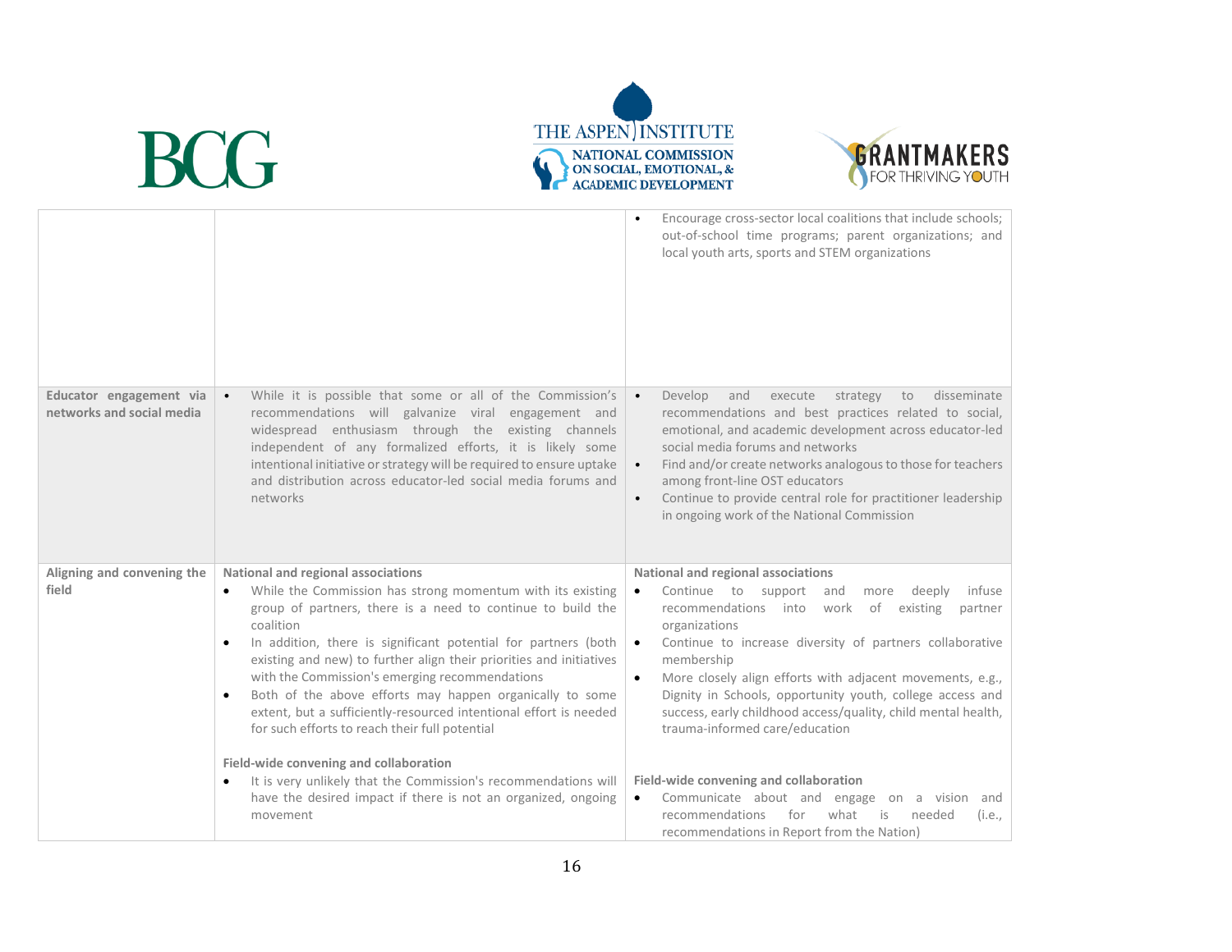| | | |
|---|---|---|
| | | • Encourage cross-sector local coalitions that include schools; out-of-school time programs; parent organizations; and local youth arts, sports and STEM organizations |
| **Educator engagement via networks and social media** | • While it is possible that some or all of the Commission's recommendations will galvanize viral engagement and widespread enthusiasm through the existing channels independent of any formalized efforts, it is likely some intentional initiative or strategy will be required to ensure uptake and distribution across educator-led social media forums and networks | • Develop and execute strategy to disseminate recommendations and best practices related to social, emotional, and academic development across educator-led social media forums and networks<br>• Find and/or create networks analogous to those for teachers among front-line OST educators<br>• Continue to provide central role for practitioner leadership in ongoing work of the National Commission |
| **Aligning and convening the field** | **National and regional associations**<br>• While the Commission has strong momentum with its existing group of partners, there is a need to continue to build the coalition<br>• In addition, there is significant potential for partners (both existing and new) to further align their priorities and initiatives with the Commission's emerging recommendations<br>• Both of the above efforts may happen organically to some extent, but a sufficiently-resourced intentional effort is needed for such efforts to reach their full potential<br><br>**Field-wide convening and collaboration**<br>• It is very unlikely that the Commission's recommendations will have the desired impact if there is not an organized, ongoing movement | **National and regional associations**<br>• Continue to support and more deeply infuse recommendations into work of existing partner organizations<br>• Continue to increase diversity of partners collaborative membership<br>• More closely align efforts with adjacent movements, e.g., Dignity in Schools, opportunity youth, college access and success, early childhood access/quality, child mental health, trauma-informed care/education<br><br>**Field-wide convening and collaboration**<br>• Communicate about and engage on a vision and recommendations for what is needed (i.e., recommendations in Report from the Nation) |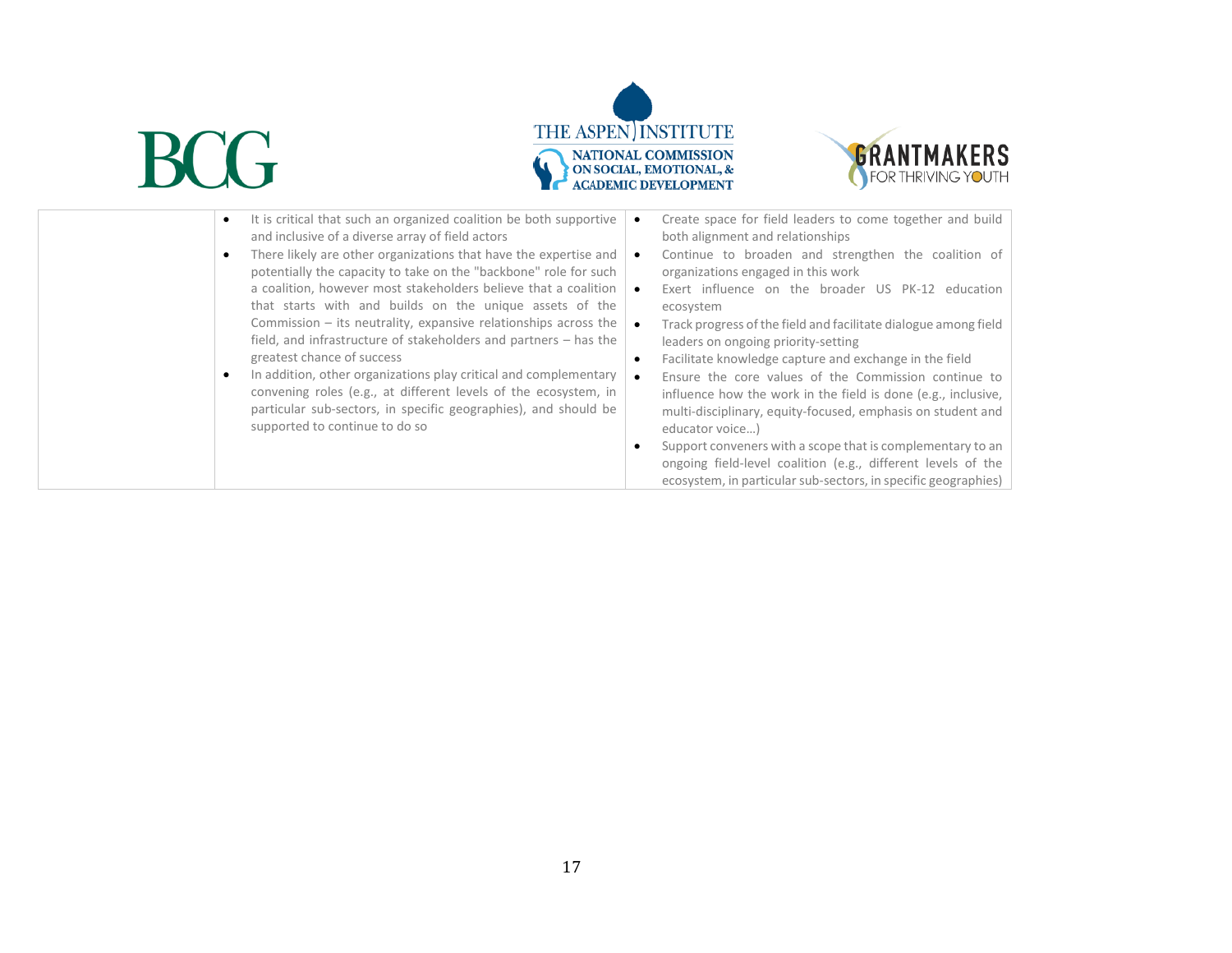| | | |
|---|---|---|
| | • It is critical that such an organized coalition be both supportive and inclusive of a diverse array of field actors<br>• There likely are other organizations that have the expertise and potentially the capacity to take on the "backbone" role for such a coalition, however most stakeholders believe that a coalition that starts with and builds on the unique assets of the Commission – its neutrality, expansive relationships across the field, and infrastructure of stakeholders and partners – has the greatest chance of success<br>• In addition, other organizations play critical and complementary convening roles (e.g., at different levels of the ecosystem, in particular sub-sectors, in specific geographies), and should be supported to continue to do so | • Create space for field leaders to come together and build both alignment and relationships<br>• Continue to broaden and strengthen the coalition of organizations engaged in this work<br>• Exert influence on the broader US PK-12 education ecosystem<br>• Track progress of the field and facilitate dialogue among field leaders on ongoing priority-setting<br>• Facilitate knowledge capture and exchange in the field<br>• Ensure the core values of the Commission continue to influence how the work in the field is done (e.g., inclusive, multi-disciplinary, equity-focused, emphasis on student and educator voice…)<br>• Support conveners with a scope that is complementary to an ongoing field-level coalition (e.g., different levels of the ecosystem, in particular sub-sectors, in specific geographies) |